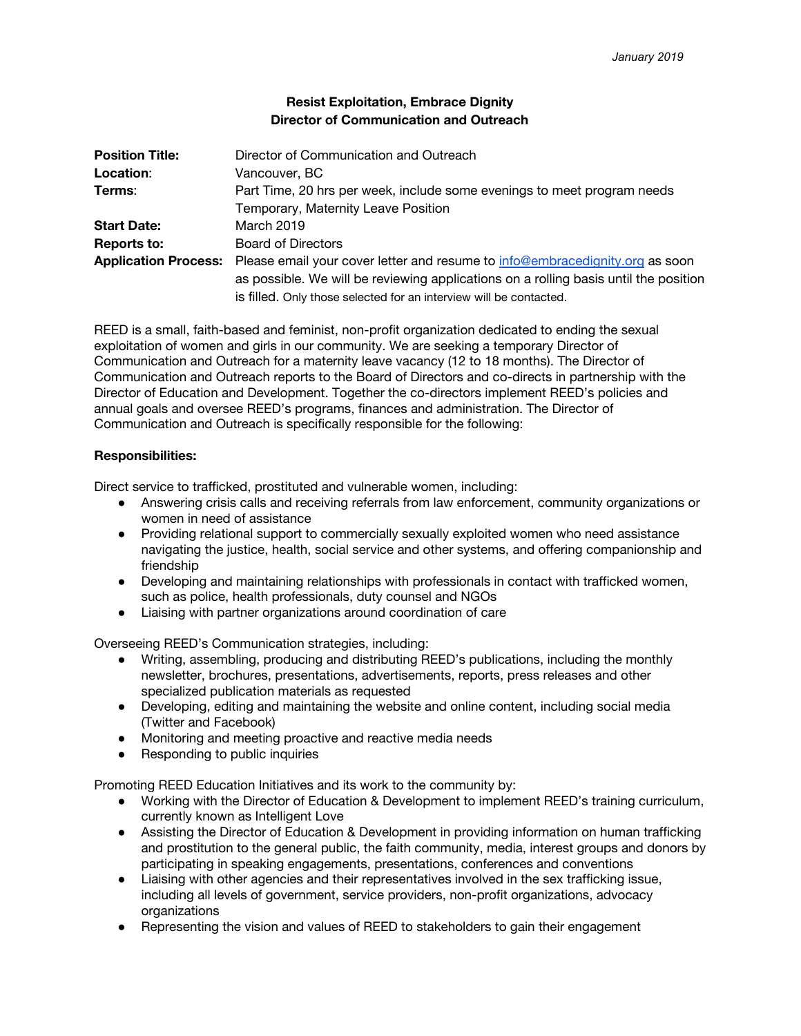*January 2019*

**Resist Exploitation, Embrace Dignity**
**Director of Communication and Outreach**

| | |
|---|---|
| **Position Title:** | Director of Communication and Outreach |
| **Location**: | Vancouver, BC |
| **Terms**: | Part Time, 20 hrs per week, include some evenings to meet program needs<br>Temporary, Maternity Leave Position |
| **Start Date:** | March 2019 |
| **Reports to:** | Board of Directors |
| **Application Process:** | Please email your cover letter and resume to info@embracedignity.org as soon as possible. We will be reviewing applications on a rolling basis until the position is filled. Only those selected for an interview will be contacted. |

REED is a small, faith-based and feminist, non-profit organization dedicated to ending the sexual exploitation of women and girls in our community. We are seeking a temporary Director of Communication and Outreach for a maternity leave vacancy (12 to 18 months). The Director of Communication and Outreach reports to the Board of Directors and co-directs in partnership with the Director of Education and Development. Together the co-directors implement REED's policies and annual goals and oversee REED's programs, finances and administration. The Director of Communication and Outreach is specifically responsible for the following:

**Responsibilities:**

Direct service to trafficked, prostituted and vulnerable women, including:

- Answering crisis calls and receiving referrals from law enforcement, community organizations or women in need of assistance
- Providing relational support to commercially sexually exploited women who need assistance navigating the justice, health, social service and other systems, and offering companionship and friendship
- Developing and maintaining relationships with professionals in contact with trafficked women, such as police, health professionals, duty counsel and NGOs
- Liaising with partner organizations around coordination of care

Overseeing REED's Communication strategies, including:

- Writing, assembling, producing and distributing REED's publications, including the monthly newsletter, brochures, presentations, advertisements, reports, press releases and other specialized publication materials as requested
- Developing, editing and maintaining the website and online content, including social media (Twitter and Facebook)
- Monitoring and meeting proactive and reactive media needs
- Responding to public inquiries

Promoting REED Education Initiatives and its work to the community by:

- Working with the Director of Education & Development to implement REED's training curriculum, currently known as Intelligent Love
- Assisting the Director of Education & Development in providing information on human trafficking and prostitution to the general public, the faith community, media, interest groups and donors by participating in speaking engagements, presentations, conferences and conventions
- Liaising with other agencies and their representatives involved in the sex trafficking issue, including all levels of government, service providers, non-profit organizations, advocacy organizations
- Representing the vision and values of REED to stakeholders to gain their engagement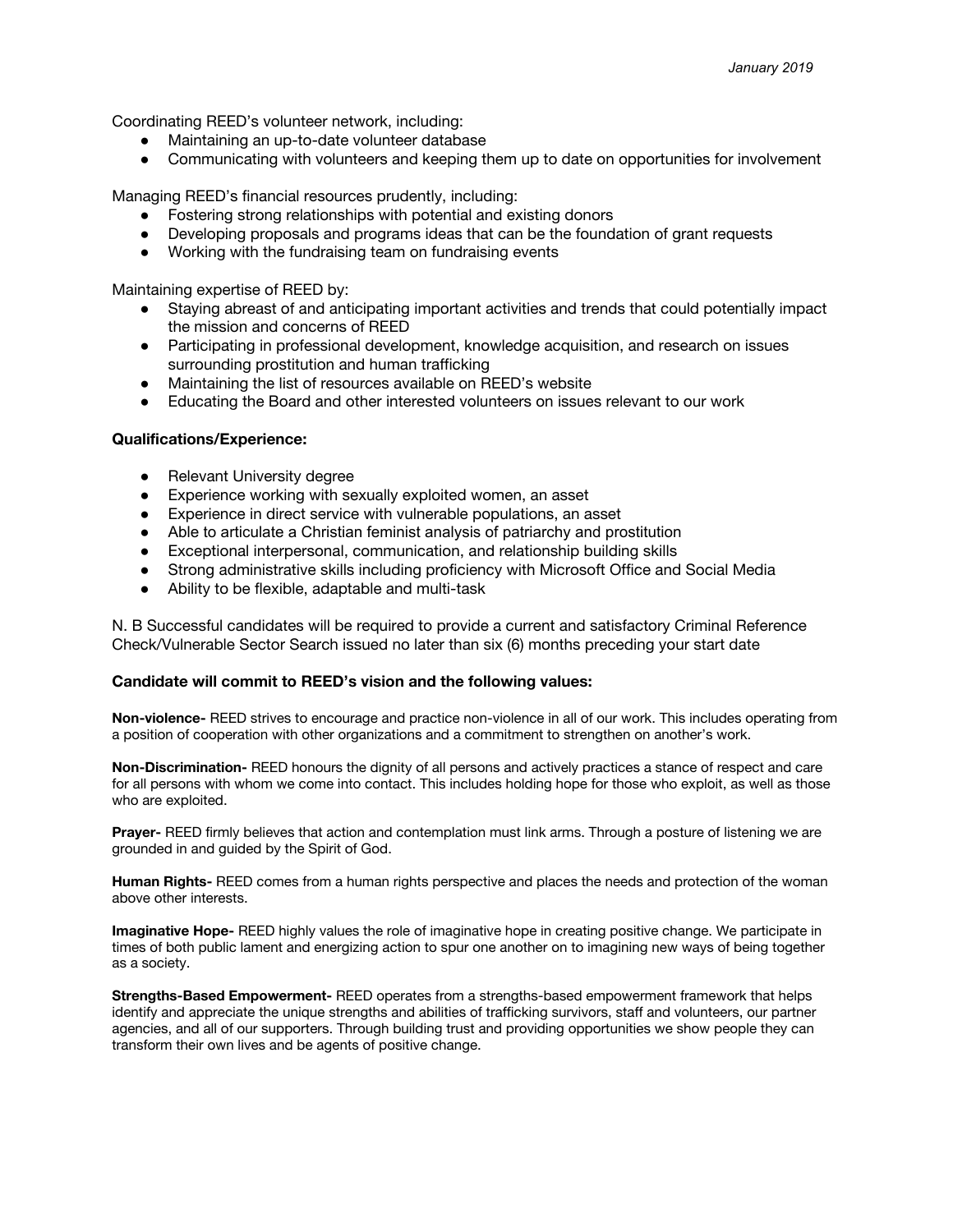*January 2019*

Coordinating REED's volunteer network, including:

- Maintaining an up-to-date volunteer database
- Communicating with volunteers and keeping them up to date on opportunities for involvement

Managing REED's financial resources prudently, including:

- Fostering strong relationships with potential and existing donors
- Developing proposals and programs ideas that can be the foundation of grant requests
- Working with the fundraising team on fundraising events

Maintaining expertise of REED by:

- Staying abreast of and anticipating important activities and trends that could potentially impact the mission and concerns of REED
- Participating in professional development, knowledge acquisition, and research on issues surrounding prostitution and human trafficking
- Maintaining the list of resources available on REED's website
- Educating the Board and other interested volunteers on issues relevant to our work

**Qualifications/Experience:**

- Relevant University degree
- Experience working with sexually exploited women, an asset
- Experience in direct service with vulnerable populations, an asset
- Able to articulate a Christian feminist analysis of patriarchy and prostitution
- Exceptional interpersonal, communication, and relationship building skills
- Strong administrative skills including proficiency with Microsoft Office and Social Media
- Ability to be flexible, adaptable and multi-task

N. B Successful candidates will be required to provide a current and satisfactory Criminal Reference Check/Vulnerable Sector Search issued no later than six (6) months preceding your start date

**Candidate will commit to REED's vision and the following values:**

**Non-violence-** REED strives to encourage and practice non-violence in all of our work. This includes operating from a position of cooperation with other organizations and a commitment to strengthen on another's work.

**Non-Discrimination-** REED honours the dignity of all persons and actively practices a stance of respect and care for all persons with whom we come into contact. This includes holding hope for those who exploit, as well as those who are exploited.

**Prayer-** REED firmly believes that action and contemplation must link arms. Through a posture of listening we are grounded in and guided by the Spirit of God.

**Human Rights-** REED comes from a human rights perspective and places the needs and protection of the woman above other interests.

**Imaginative Hope-** REED highly values the role of imaginative hope in creating positive change. We participate in times of both public lament and energizing action to spur one another on to imagining new ways of being together as a society.

**Strengths-Based Empowerment-** REED operates from a strengths-based empowerment framework that helps identify and appreciate the unique strengths and abilities of trafficking survivors, staff and volunteers, our partner agencies, and all of our supporters. Through building trust and providing opportunities we show people they can transform their own lives and be agents of positive change.